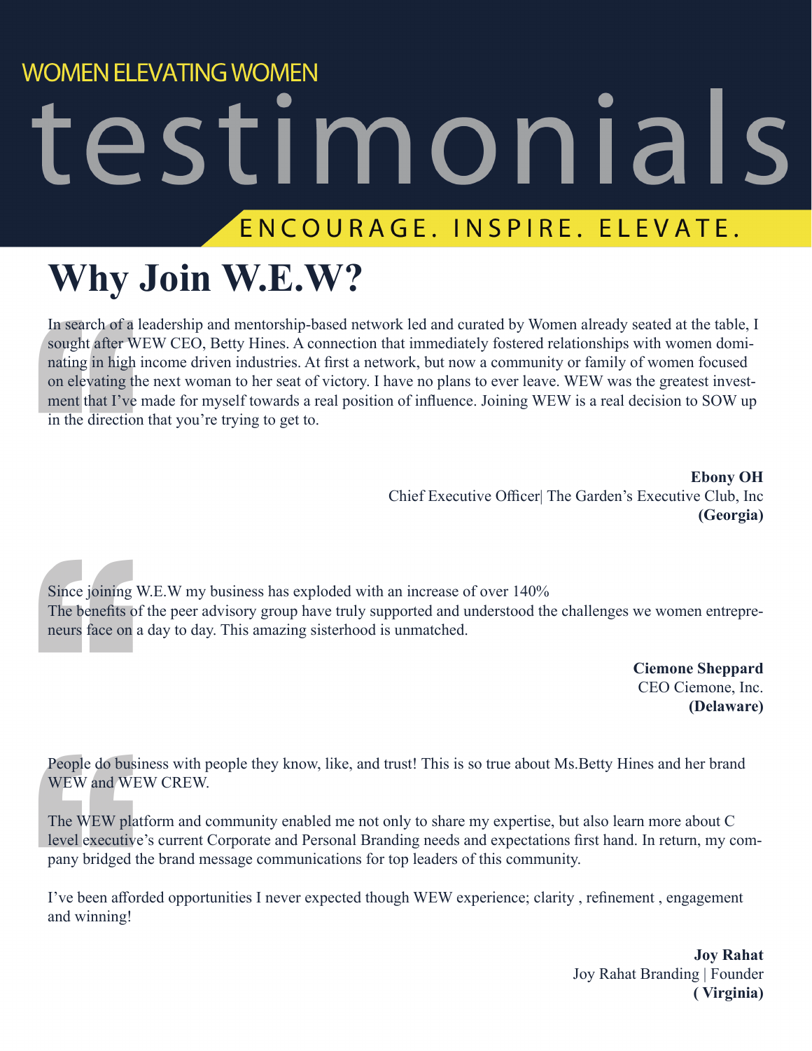WOMEN ELEVATING WOMEN

# testimonials

ENCOURAGE. INSPIRE. ELEVATE.

## Why Join W.E.W?

In search of a leadership and mentorship-based network led and curated by Women already seated at the table, I sought after WEW CEO, Betty Hines. A connection that immediately fostered relationships with women dominating in high income driven industries. At first a network, but now a community or family of women focused on elevating the next woman to her seat of victory. I have no plans to ever leave. WEW was the greatest investment that I've made for myself towards a real position of influence. Joining WEW is a real decision to SOW up in the direction that you're trying to get to.

**Ebony OH**
Chief Executive Officer| The Garden's Executive Club, Inc
**(Georgia)**

Since joining W.E.W my business has exploded with an increase of over 140%
The benefits of the peer advisory group have truly supported and understood the challenges we women entrepreneurs face on a day to day. This amazing sisterhood is unmatched.

**Ciemone Sheppard**
CEO Ciemone, Inc.
**(Delaware)**

People do business with people they know, like, and trust! This is so true about Ms.Betty Hines and her brand WEW and WEW CREW.

The WEW platform and community enabled me not only to share my expertise, but also learn more about C level executive's current Corporate and Personal Branding needs and expectations first hand. In return, my company bridged the brand message communications for top leaders of this community.

I've been afforded opportunities I never expected though WEW experience; clarity , refinement , engagement and winning!

**Joy Rahat**
Joy Rahat Branding | Founder
**( Virginia)**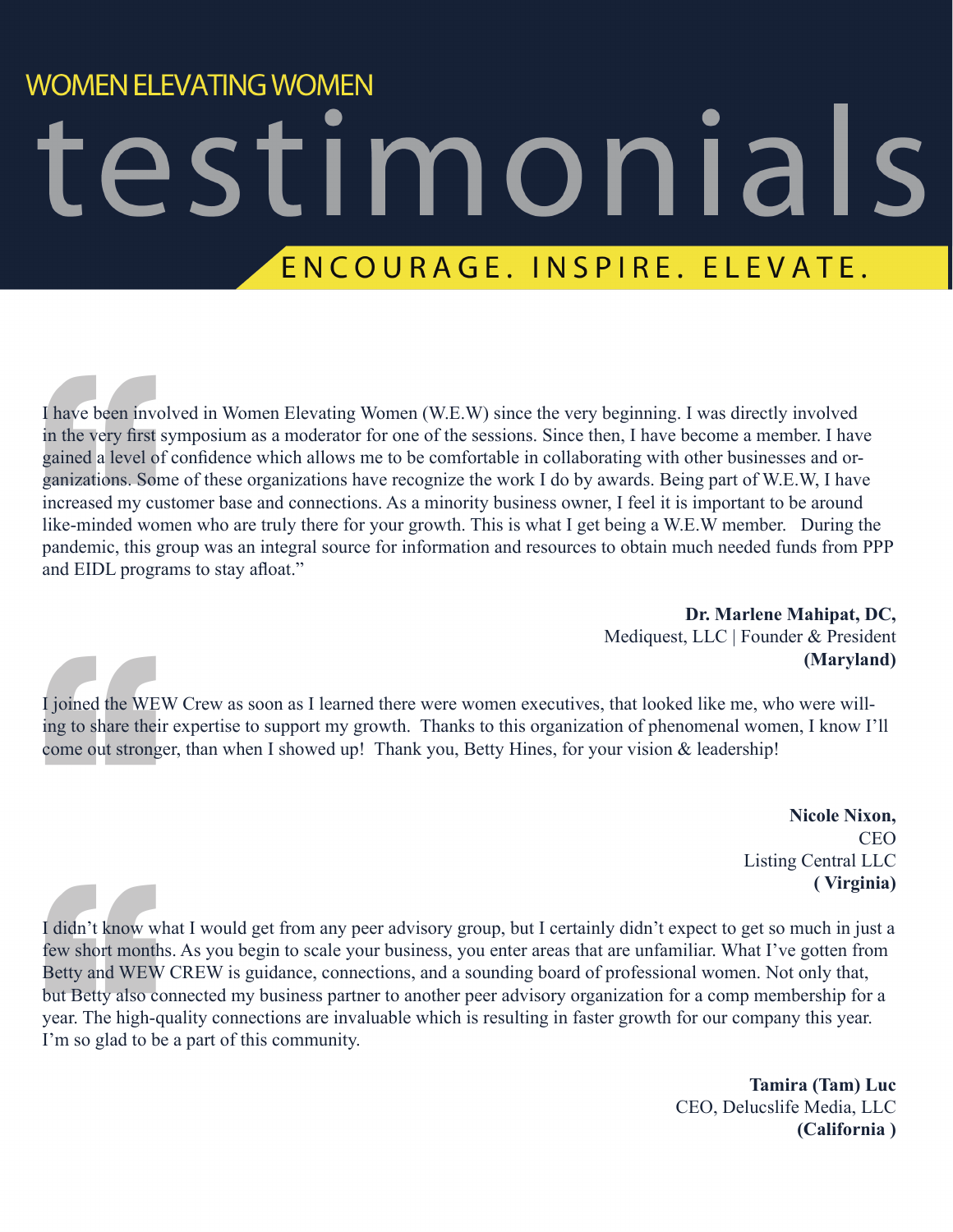WOMEN ELEVATING WOMEN

# testimonials

ENCOURAGE. INSPIRE. ELEVATE.

I have been involved in Women Elevating Women (W.E.W) since the very beginning. I was directly involved in the very first symposium as a moderator for one of the sessions. Since then, I have become a member. I have gained a level of confidence which allows me to be comfortable in collaborating with other businesses and organizations. Some of these organizations have recognize the work I do by awards. Being part of W.E.W, I have increased my customer base and connections. As a minority business owner, I feel it is important to be around like-minded women who are truly there for your growth. This is what I get being a W.E.W member. During the pandemic, this group was an integral source for information and resources to obtain much needed funds from PPP and EIDL programs to stay afloat."

**Dr. Marlene Mahipat, DC,**
Mediquest, LLC | Founder & President
**(Maryland)**

I joined the WEW Crew as soon as I learned there were women executives, that looked like me, who were willing to share their expertise to support my growth. Thanks to this organization of phenomenal women, I know I'll come out stronger, than when I showed up! Thank you, Betty Hines, for your vision & leadership!

**Nicole Nixon,**
CEO
Listing Central LLC
**( Virginia)**

I didn't know what I would get from any peer advisory group, but I certainly didn't expect to get so much in just a few short months. As you begin to scale your business, you enter areas that are unfamiliar. What I've gotten from Betty and WEW CREW is guidance, connections, and a sounding board of professional women. Not only that, but Betty also connected my business partner to another peer advisory organization for a comp membership for a year. The high-quality connections are invaluable which is resulting in faster growth for our company this year. I'm so glad to be a part of this community.

**Tamira (Tam) Luc**
CEO, Delucslife Media, LLC
**(California )**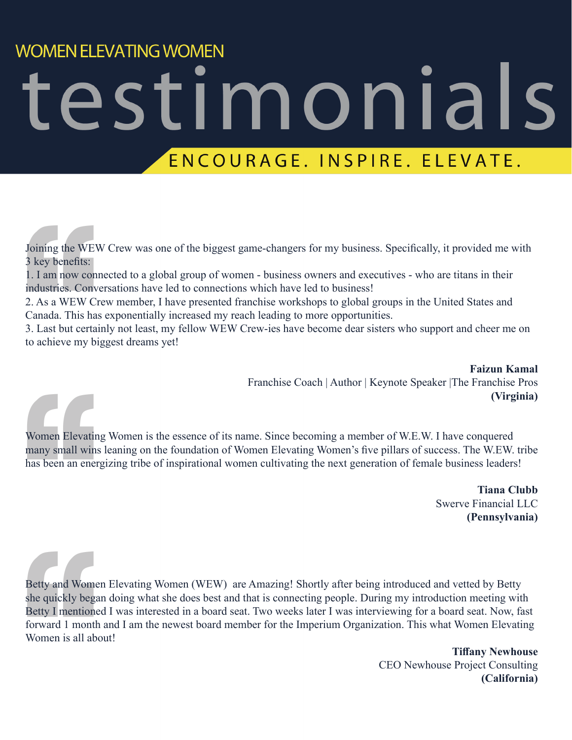WOMEN ELEVATING WOMEN

# testimonials

ENCOURAGE. INSPIRE. ELEVATE.

Joining the WEW Crew was one of the biggest game-changers for my business. Specifically, it provided me with 3 key benefits:

1. I am now connected to a global group of women - business owners and executives - who are titans in their industries. Conversations have led to connections which have led to business!
2. As a WEW Crew member, I have presented franchise workshops to global groups in the United States and Canada. This has exponentially increased my reach leading to more opportunities.
3. Last but certainly not least, my fellow WEW Crew-ies have become dear sisters who support and cheer me on to achieve my biggest dreams yet!

**Faizun Kamal**
Franchise Coach | Author | Keynote Speaker |The Franchise Pros
**(Virginia)**

Women Elevating Women is the essence of its name. Since becoming a member of W.E.W. I have conquered many small wins leaning on the foundation of Women Elevating Women's five pillars of success. The W.EW. tribe has been an energizing tribe of inspirational women cultivating the next generation of female business leaders!

**Tiana Clubb**
Swerve Financial LLC
**(Pennsylvania)**

Betty and Women Elevating Women (WEW) are Amazing! Shortly after being introduced and vetted by Betty she quickly began doing what she does best and that is connecting people. During my introduction meeting with Betty I mentioned I was interested in a board seat. Two weeks later I was interviewing for a board seat. Now, fast forward 1 month and I am the newest board member for the Imperium Organization. This what Women Elevating Women is all about!

**Tiffany Newhouse**
CEO Newhouse Project Consulting
**(California)**